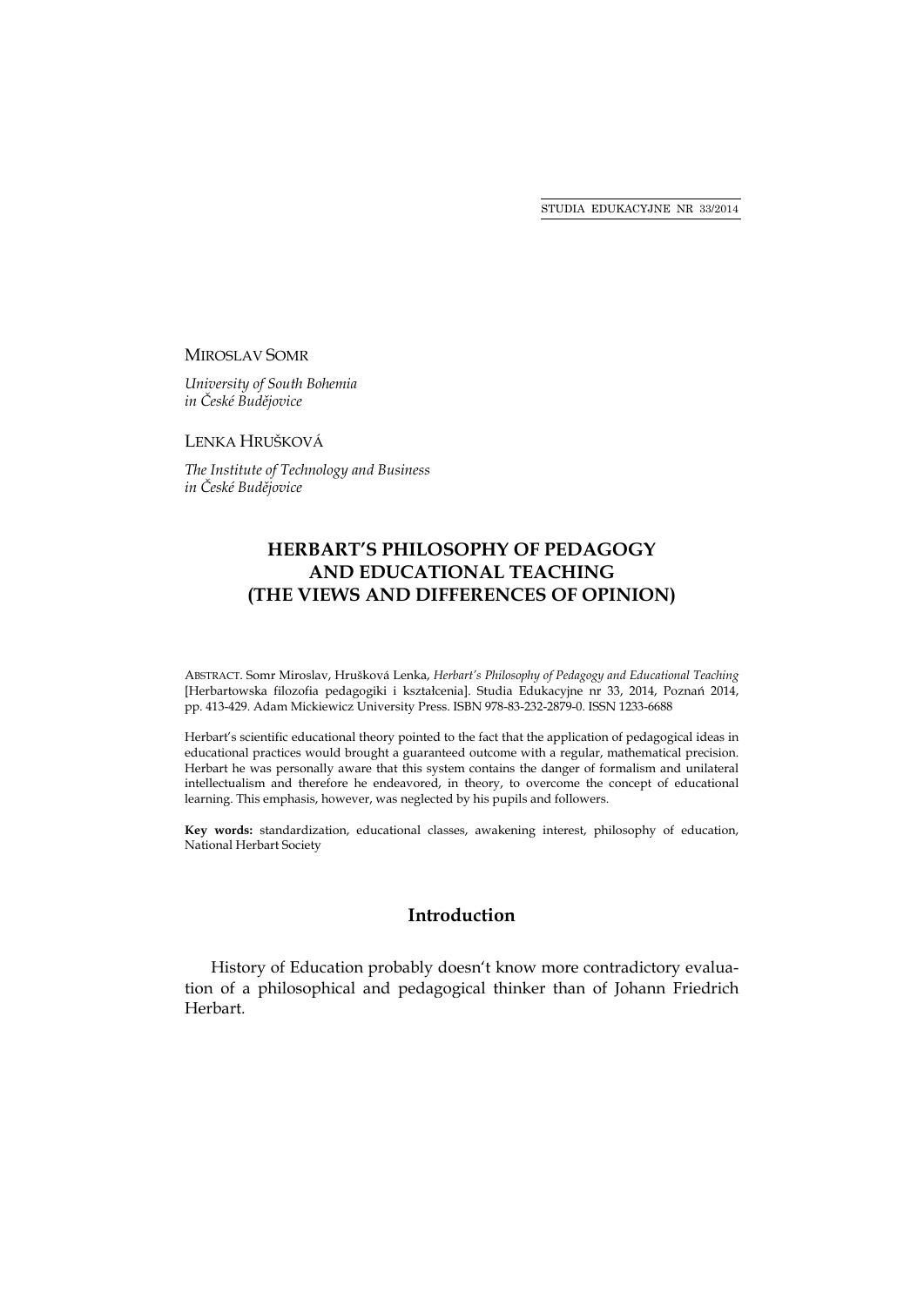MIROSLAV SOMR

*University of South Bohemia*
*in České Budějovice*

LENKA HRUŠKOVÁ

*The Institute of Technology and Business*
*in České Budějovice*

# HERBART'S PHILOSOPHY OF PEDAGOGY AND EDUCATIONAL TEACHING (THE VIEWS AND DIFFERENCES OF OPINION)

ABSTRACT. Somr Miroslav, Hrušková Lenka, *Herbart's Philosophy of Pedagogy and Educational Teaching* [Herbartowska filozofia pedagogiki i kształcenia]. Studia Edukacyjne nr 33, 2014, Poznań 2014, pp. 413-429. Adam Mickiewicz University Press. ISBN 978-83-232-2879-0. ISSN 1233-6688

Herbart's scientific educational theory pointed to the fact that the application of pedagogical ideas in educational practices would brought a guaranteed outcome with a regular, mathematical precision. Herbart he was personally aware that this system contains the danger of formalism and unilateral intellectualism and therefore he endeavored, in theory, to overcome the concept of educational learning. This emphasis, however, was neglected by his pupils and followers.

**Key words:** standardization, educational classes, awakening interest, philosophy of education, National Herbart Society

## Introduction

History of Education probably doesn't know more contradictory evaluation of a philosophical and pedagogical thinker than of Johann Friedrich Herbart.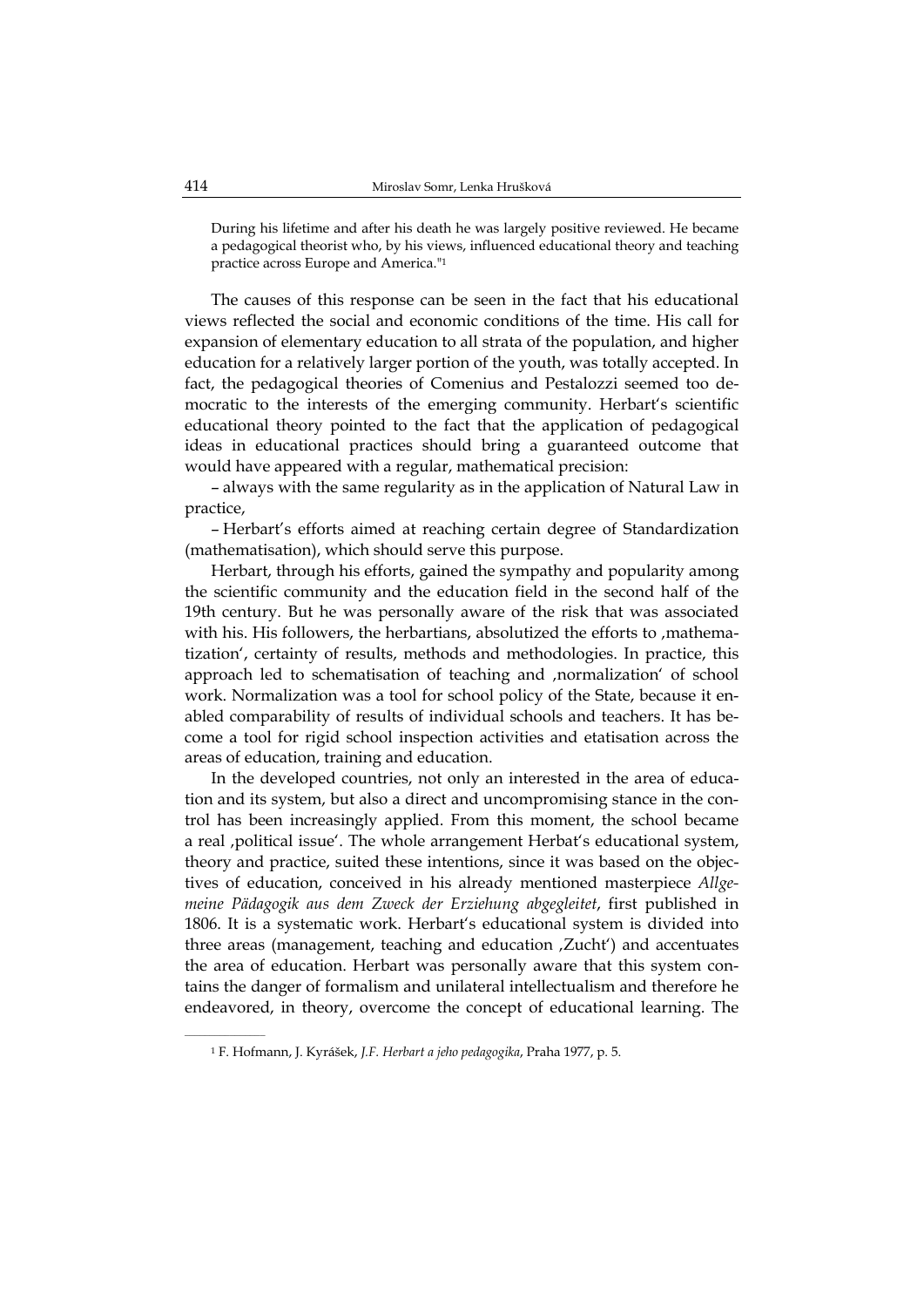During his lifetime and after his death he was largely positive reviewed. He became a pedagogical theorist who, by his views, influenced educational theory and teaching practice across Europe and America."[1]

The causes of this response can be seen in the fact that his educational views reflected the social and economic conditions of the time. His call for expansion of elementary education to all strata of the population, and higher education for a relatively larger portion of the youth, was totally accepted. In fact, the pedagogical theories of Comenius and Pestalozzi seemed too democratic to the interests of the emerging community. Herbart's scientific educational theory pointed to the fact that the application of pedagogical ideas in educational practices should bring a guaranteed outcome that would have appeared with a regular, mathematical precision:

– always with the same regularity as in the application of Natural Law in practice,

– Herbart's efforts aimed at reaching certain degree of Standardization (mathematisation), which should serve this purpose.

Herbart, through his efforts, gained the sympathy and popularity among the scientific community and the education field in the second half of the 19th century. But he was personally aware of the risk that was associated with his. His followers, the herbartians, absolutized the efforts to ‚mathematization', certainty of results, methods and methodologies. In practice, this approach led to schematisation of teaching and ‚normalization' of school work. Normalization was a tool for school policy of the State, because it enabled comparability of results of individual schools and teachers. It has become a tool for rigid school inspection activities and etatisation across the areas of education, training and education.

In the developed countries, not only an interested in the area of education and its system, but also a direct and uncompromising stance in the control has been increasingly applied. From this moment, the school became a real ‚political issue'. The whole arrangement Herbat's educational system, theory and practice, suited these intentions, since it was based on the objectives of education, conceived in his already mentioned masterpiece *Allgemeine Pädagogik aus dem Zweck der Erziehung abgegleitet*, first published in 1806. It is a systematic work. Herbart's educational system is divided into three areas (management, teaching and education ‚Zucht') and accentuates the area of education. Herbart was personally aware that this system contains the danger of formalism and unilateral intellectualism and therefore he endeavored, in theory, overcome the concept of educational learning. The

[1] F. Hofmann, J. Kyrášek, *J.F. Herbart a jeho pedagogika*, Praha 1977, p. 5.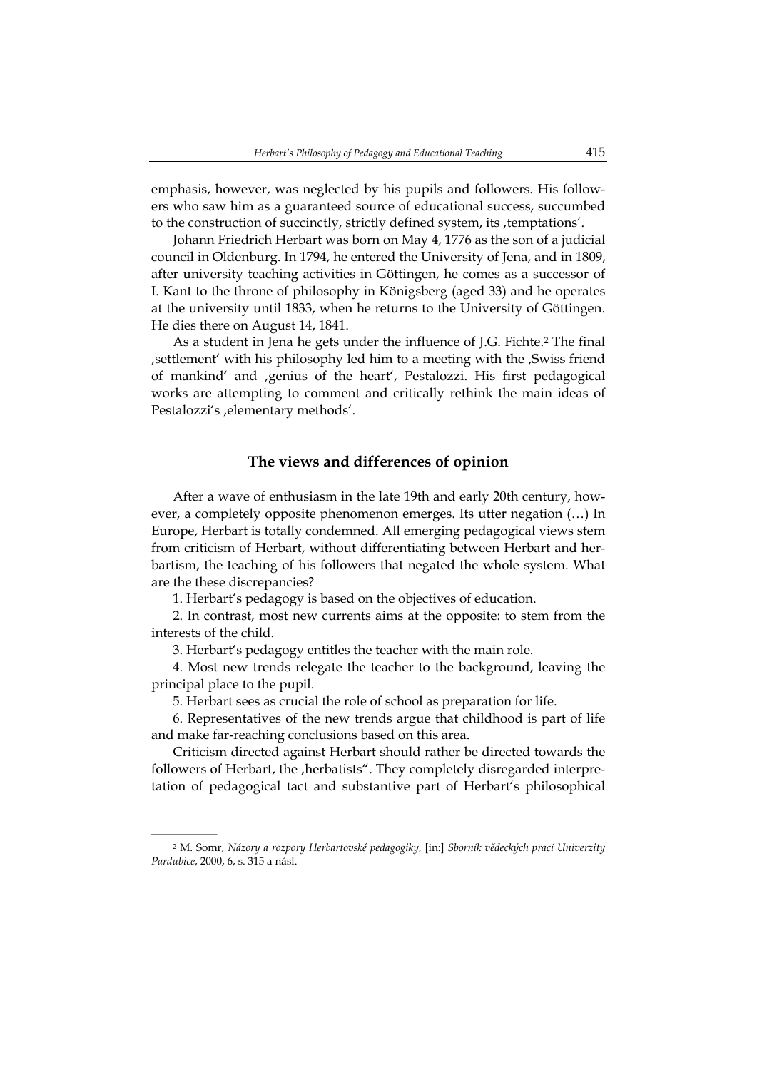emphasis, however, was neglected by his pupils and followers. His followers who saw him as a guaranteed source of educational success, succumbed to the construction of succinctly, strictly defined system, its ‚temptations'.

Johann Friedrich Herbart was born on May 4, 1776 as the son of a judicial council in Oldenburg. In 1794, he entered the University of Jena, and in 1809, after university teaching activities in Göttingen, he comes as a successor of I. Kant to the throne of philosophy in Königsberg (aged 33) and he operates at the university until 1833, when he returns to the University of Göttingen. He dies there on August 14, 1841.

As a student in Jena he gets under the influence of J.G. Fichte.[2] The final ‚settlement' with his philosophy led him to a meeting with the ‚Swiss friend of mankind' and ‚genius of the heart', Pestalozzi. His first pedagogical works are attempting to comment and critically rethink the main ideas of Pestalozzi's ‚elementary methods'.

## The views and differences of opinion

After a wave of enthusiasm in the late 19th and early 20th century, however, a completely opposite phenomenon emerges. Its utter negation (…) In Europe, Herbart is totally condemned. All emerging pedagogical views stem from criticism of Herbart, without differentiating between Herbart and herbartism, the teaching of his followers that negated the whole system. What are the these discrepancies?

1. Herbart's pedagogy is based on the objectives of education.

2. In contrast, most new currents aims at the opposite: to stem from the interests of the child.

3. Herbart's pedagogy entitles the teacher with the main role.

4. Most new trends relegate the teacher to the background, leaving the principal place to the pupil.

5. Herbart sees as crucial the role of school as preparation for life.

6. Representatives of the new trends argue that childhood is part of life and make far-reaching conclusions based on this area.

Criticism directed against Herbart should rather be directed towards the followers of Herbart, the ‚herbatists". They completely disregarded interpretation of pedagogical tact and substantive part of Herbart's philosophical

[2] M. Somr, *Názory a rozpory Herbartovské pedagogiky*, [in:] *Sborník vědeckých prací Univerzity Pardubice*, 2000, 6, s. 315 a násl.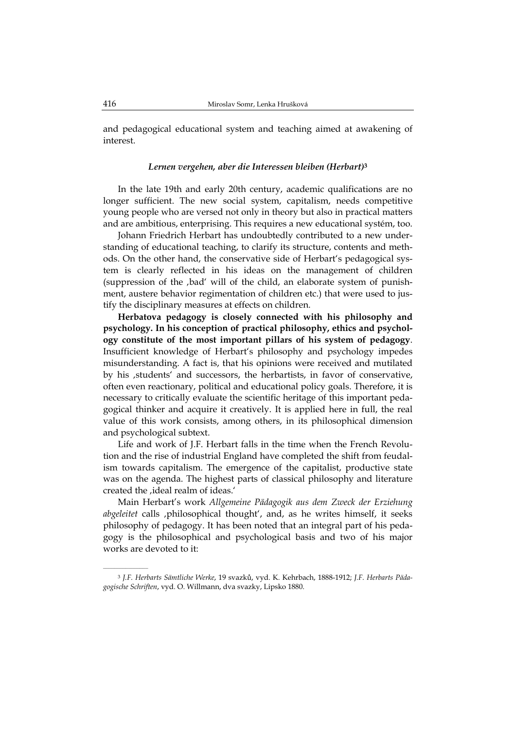and pedagogical educational system and teaching aimed at awakening of interest.

### *Lernen vergehen, aber die Interessen bleiben (Herbart)*[3]

In the late 19th and early 20th century, academic qualifications are no longer sufficient. The new social system, capitalism, needs competitive young people who are versed not only in theory but also in practical matters and are ambitious, enterprising. This requires a new educational systém, too.

Johann Friedrich Herbart has undoubtedly contributed to a new understanding of educational teaching, to clarify its structure, contents and methods. On the other hand, the conservative side of Herbart's pedagogical system is clearly reflected in his ideas on the management of children (suppression of the ‚bad' will of the child, an elaborate system of punishment, austere behavior regimentation of children etc.) that were used to justify the disciplinary measures at effects on children.

**Herbatova pedagogy is closely connected with his philosophy and psychology. In his conception of practical philosophy, ethics and psychology constitute of the most important pillars of his system of pedagogy**. Insufficient knowledge of Herbart's philosophy and psychology impedes misunderstanding. A fact is, that his opinions were received and mutilated by his ‚students' and successors, the herbartists, in favor of conservative, often even reactionary, political and educational policy goals. Therefore, it is necessary to critically evaluate the scientific heritage of this important pedagogical thinker and acquire it creatively. It is applied here in full, the real value of this work consists, among others, in its philosophical dimension and psychological subtext.

Life and work of J.F. Herbart falls in the time when the French Revolution and the rise of industrial England have completed the shift from feudalism towards capitalism. The emergence of the capitalist, productive state was on the agenda. The highest parts of classical philosophy and literature created the ‚ideal realm of ideas.'

Main Herbart's work *Allgemeine Pädagogik aus dem Zweck der Erziehung abgeleitet* calls ‚philosophical thought', and, as he writes himself, it seeks philosophy of pedagogy. It has been noted that an integral part of his pedagogy is the philosophical and psychological basis and two of his major works are devoted to it:

---

[3] *J.F. Herbarts Sämtliche Werke*, 19 svazků, vyd. K. Kehrbach, 1888-1912; *J.F. Herbarts Pädagogische Schriften*, vyd. O. Willmann, dva svazky, Lipsko 1880.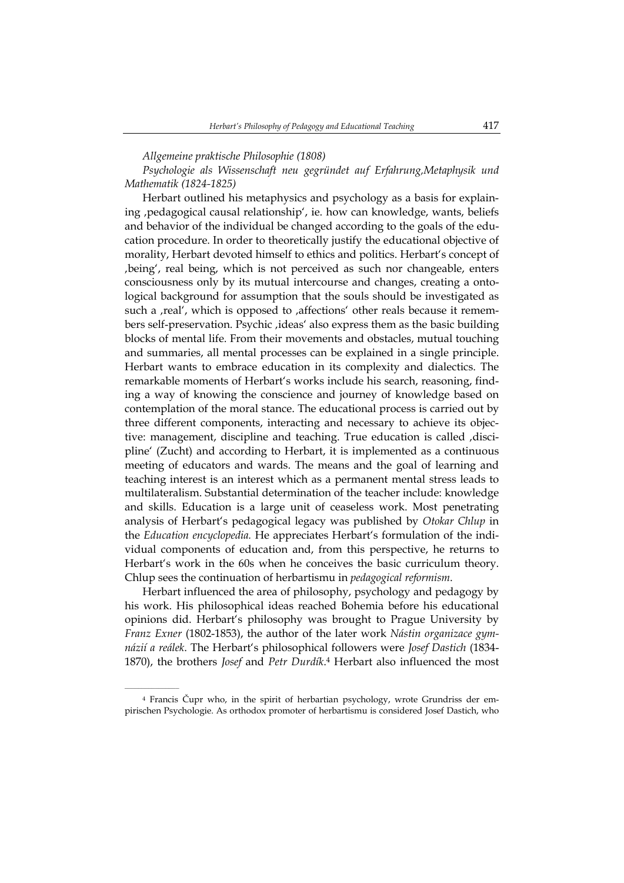*Allgemeine praktische Philosophie (1808)*

*Psychologie als Wissenschaft neu gegründet auf Erfahrung,Metaphysik und Mathematik (1824-1825)*

Herbart outlined his metaphysics and psychology as a basis for explaining ‚pedagogical causal relationship', ie. how can knowledge, wants, beliefs and behavior of the individual be changed according to the goals of the education procedure. In order to theoretically justify the educational objective of morality, Herbart devoted himself to ethics and politics. Herbart's concept of ‚being', real being, which is not perceived as such nor changeable, enters consciousness only by its mutual intercourse and changes, creating a ontological background for assumption that the souls should be investigated as such a ‚real', which is opposed to ‚affections' other reals because it remembers self-preservation. Psychic ‚ideas' also express them as the basic building blocks of mental life. From their movements and obstacles, mutual touching and summaries, all mental processes can be explained in a single principle. Herbart wants to embrace education in its complexity and dialectics. The remarkable moments of Herbart's works include his search, reasoning, finding a way of knowing the conscience and journey of knowledge based on contemplation of the moral stance. The educational process is carried out by three different components, interacting and necessary to achieve its objective: management, discipline and teaching. True education is called ‚discipline' (Zucht) and according to Herbart, it is implemented as a continuous meeting of educators and wards. The means and the goal of learning and teaching interest is an interest which as a permanent mental stress leads to multilateralism. Substantial determination of the teacher include: knowledge and skills. Education is a large unit of ceaseless work. Most penetrating analysis of Herbart's pedagogical legacy was published by *Otokar Chlup* in the *Education encyclopedia.* He appreciates Herbart's formulation of the individual components of education and, from this perspective, he returns to Herbart's work in the 60s when he conceives the basic curriculum theory. Chlup sees the continuation of herbartismu in *pedagogical reformism*.

Herbart influenced the area of philosophy, psychology and pedagogy by his work. His philosophical ideas reached Bohemia before his educational opinions did. Herbart's philosophy was brought to Prague University by *Franz Exner* (1802-1853), the author of the later work *Nástin organizace gymnázií a reálek*. The Herbart's philosophical followers were *Josef Dastich* (1834-1870), the brothers *Josef* and *Petr Durdík*.[4] Herbart also influenced the most

---

[4] Francis Čupr who, in the spirit of herbartian psychology, wrote Grundriss der empirischen Psychologie. As orthodox promoter of herbartismu is considered Josef Dastich, who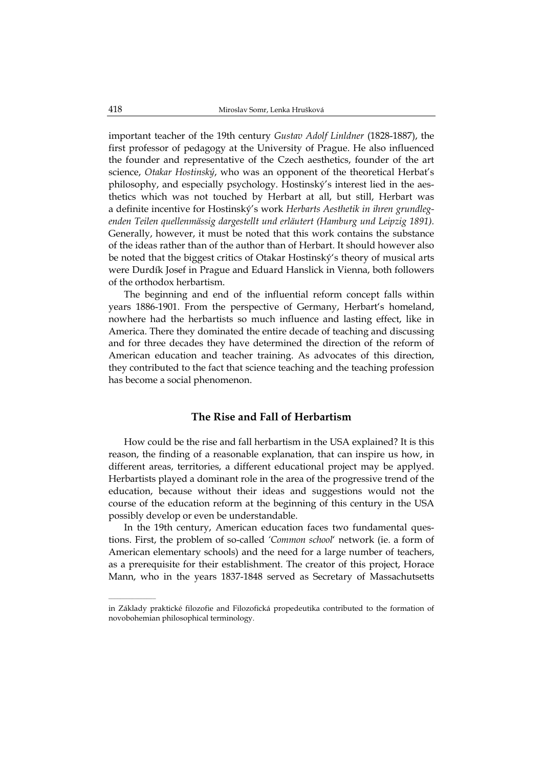important teacher of the 19th century *Gustav Adolf Linldner* (1828-1887), the first professor of pedagogy at the University of Prague. He also influenced the founder and representative of the Czech aesthetics, founder of the art science, *Otakar Hostinský*, who was an opponent of the theoretical Herbat's philosophy, and especially psychology. Hostinský's interest lied in the aesthetics which was not touched by Herbart at all, but still, Herbart was a definite incentive for Hostinský's work *Herbarts Aesthetik in ihren grundlegenden Teilen quellenmässig dargestellt und erläutert (Hamburg und Leipzig 1891).* Generally, however, it must be noted that this work contains the substance of the ideas rather than of the author than of Herbart. It should however also be noted that the biggest critics of Otakar Hostinský's theory of musical arts were Durdík Josef in Prague and Eduard Hanslick in Vienna, both followers of the orthodox herbartism.

The beginning and end of the influential reform concept falls within years 1886-1901. From the perspective of Germany, Herbart's homeland, nowhere had the herbartists so much influence and lasting effect, like in America. There they dominated the entire decade of teaching and discussing and for three decades they have determined the direction of the reform of American education and teacher training. As advocates of this direction, they contributed to the fact that science teaching and the teaching profession has become a social phenomenon.

## The Rise and Fall of Herbartism

How could be the rise and fall herbartism in the USA explained? It is this reason, the finding of a reasonable explanation, that can inspire us how, in different areas, territories, a different educational project may be applyed. Herbartists played a dominant role in the area of the progressive trend of the education, because without their ideas and suggestions would not the course of the education reform at the beginning of this century in the USA possibly develop or even be understandable.

In the 19th century, American education faces two fundamental questions. First, the problem of so-called *'Common school'* network (ie. a form of American elementary schools) and the need for a large number of teachers, as a prerequisite for their establishment. The creator of this project, Horace Mann, who in the years 1837-1848 served as Secretary of Massachutsetts

---

in Základy praktické filozofie and Filozofická propedeutika contributed to the formation of novobohemian philosophical terminology.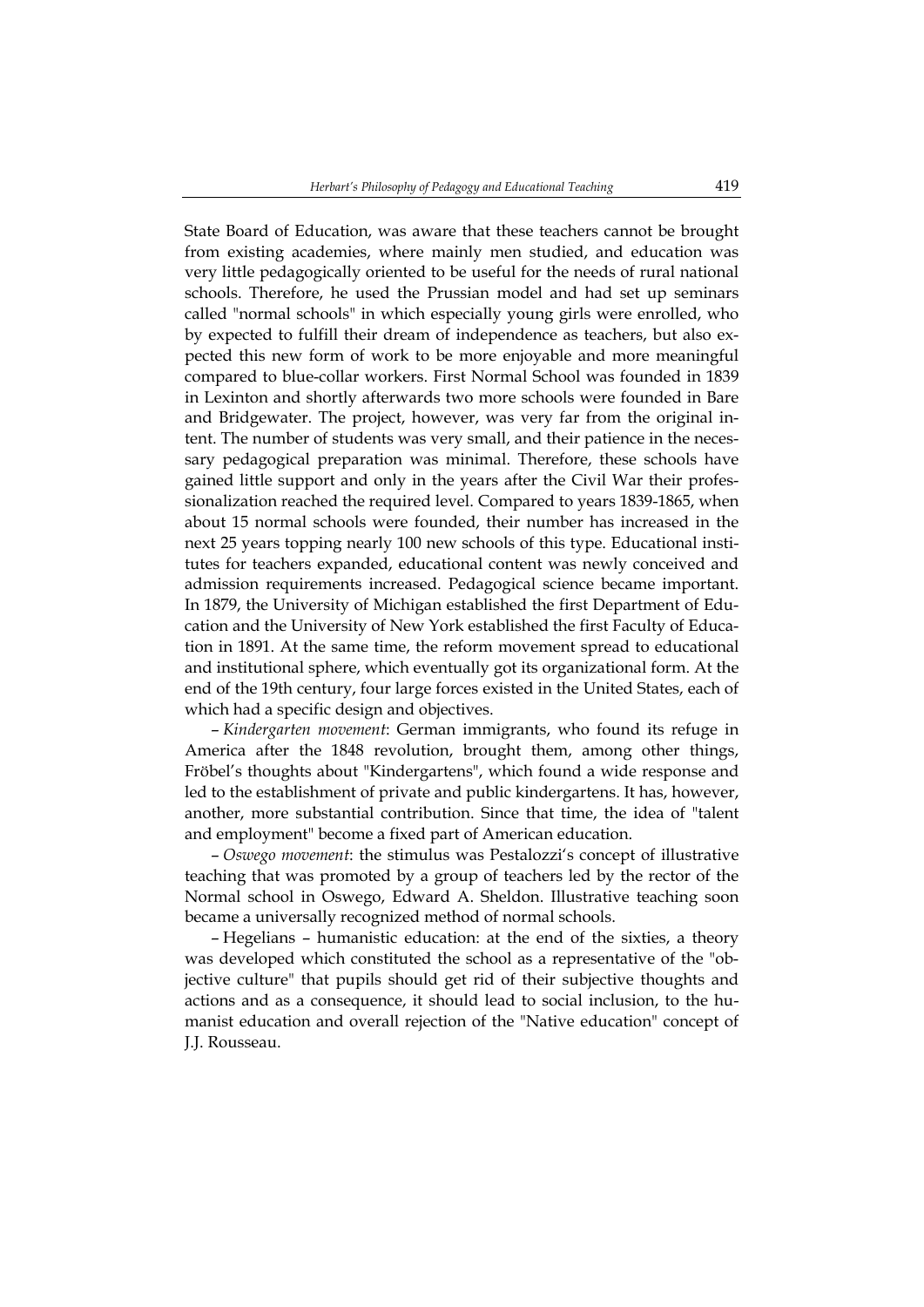State Board of Education, was aware that these teachers cannot be brought from existing academies, where mainly men studied, and education was very little pedagogically oriented to be useful for the needs of rural national schools. Therefore, he used the Prussian model and had set up seminars called "normal schools" in which especially young girls were enrolled, who by expected to fulfill their dream of independence as teachers, but also expected this new form of work to be more enjoyable and more meaningful compared to blue-collar workers. First Normal School was founded in 1839 in Lexinton and shortly afterwards two more schools were founded in Bare and Bridgewater. The project, however, was very far from the original intent. The number of students was very small, and their patience in the necessary pedagogical preparation was minimal. Therefore, these schools have gained little support and only in the years after the Civil War their professionalization reached the required level. Compared to years 1839-1865, when about 15 normal schools were founded, their number has increased in the next 25 years topping nearly 100 new schools of this type. Educational institutes for teachers expanded, educational content was newly conceived and admission requirements increased. Pedagogical science became important. In 1879, the University of Michigan established the first Department of Education and the University of New York established the first Faculty of Education in 1891. At the same time, the reform movement spread to educational and institutional sphere, which eventually got its organizational form. At the end of the 19th century, four large forces existed in the United States, each of which had a specific design and objectives.

– *Kindergarten movement*: German immigrants, who found its refuge in America after the 1848 revolution, brought them, among other things, Fröbel's thoughts about "Kindergartens", which found a wide response and led to the establishment of private and public kindergartens. It has, however, another, more substantial contribution. Since that time, the idea of "talent and employment" become a fixed part of American education.

– *Oswego movement*: the stimulus was Pestalozzi's concept of illustrative teaching that was promoted by a group of teachers led by the rector of the Normal school in Oswego, Edward A. Sheldon. Illustrative teaching soon became a universally recognized method of normal schools.

– Hegelians – humanistic education: at the end of the sixties, a theory was developed which constituted the school as a representative of the "objective culture" that pupils should get rid of their subjective thoughts and actions and as a consequence, it should lead to social inclusion, to the humanist education and overall rejection of the "Native education" concept of J.J. Rousseau.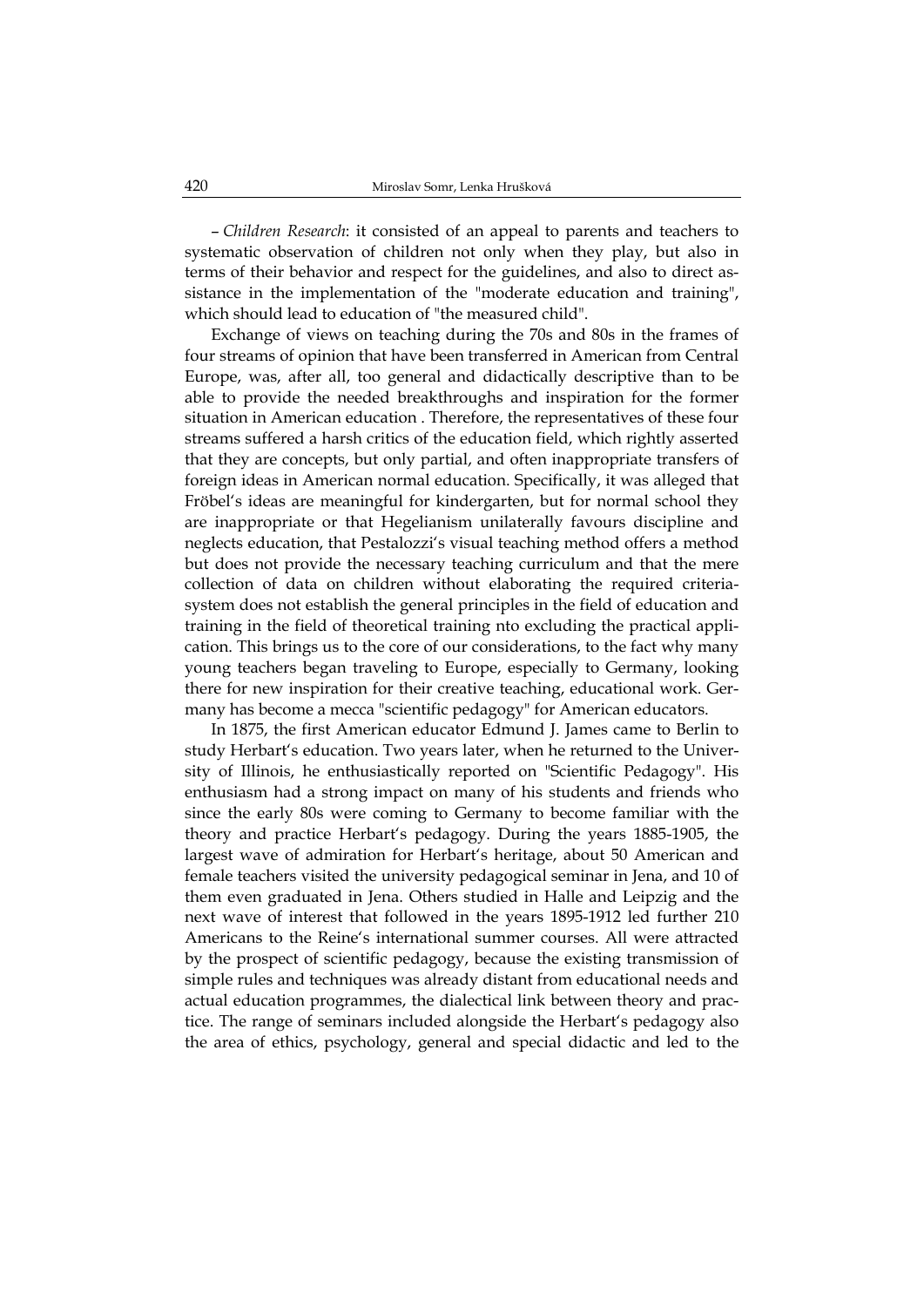– *Children Research*: it consisted of an appeal to parents and teachers to systematic observation of children not only when they play, but also in terms of their behavior and respect for the guidelines, and also to direct assistance in the implementation of the "moderate education and training", which should lead to education of "the measured child".

Exchange of views on teaching during the 70s and 80s in the frames of four streams of opinion that have been transferred in American from Central Europe, was, after all, too general and didactically descriptive than to be able to provide the needed breakthroughs and inspiration for the former situation in American education . Therefore, the representatives of these four streams suffered a harsh critics of the education field, which rightly asserted that they are concepts, but only partial, and often inappropriate transfers of foreign ideas in American normal education. Specifically, it was alleged that Fröbel's ideas are meaningful for kindergarten, but for normal school they are inappropriate or that Hegelianism unilaterally favours discipline and neglects education, that Pestalozzi's visual teaching method offers a method but does not provide the necessary teaching curriculum and that the mere collection of data on children without elaborating the required criteria-system does not establish the general principles in the field of education and training in the field of theoretical training nto excluding the practical application. This brings us to the core of our considerations, to the fact why many young teachers began traveling to Europe, especially to Germany, looking there for new inspiration for their creative teaching, educational work. Germany has become a mecca "scientific pedagogy" for American educators.

In 1875, the first American educator Edmund J. James came to Berlin to study Herbart's education. Two years later, when he returned to the University of Illinois, he enthusiastically reported on "Scientific Pedagogy". His enthusiasm had a strong impact on many of his students and friends who since the early 80s were coming to Germany to become familiar with the theory and practice Herbart's pedagogy. During the years 1885-1905, the largest wave of admiration for Herbart's heritage, about 50 American and female teachers visited the university pedagogical seminar in Jena, and 10 of them even graduated in Jena. Others studied in Halle and Leipzig and the next wave of interest that followed in the years 1895-1912 led further 210 Americans to the Reine's international summer courses. All were attracted by the prospect of scientific pedagogy, because the existing transmission of simple rules and techniques was already distant from educational needs and actual education programmes, the dialectical link between theory and practice. The range of seminars included alongside the Herbart's pedagogy also the area of ethics, psychology, general and special didactic and led to the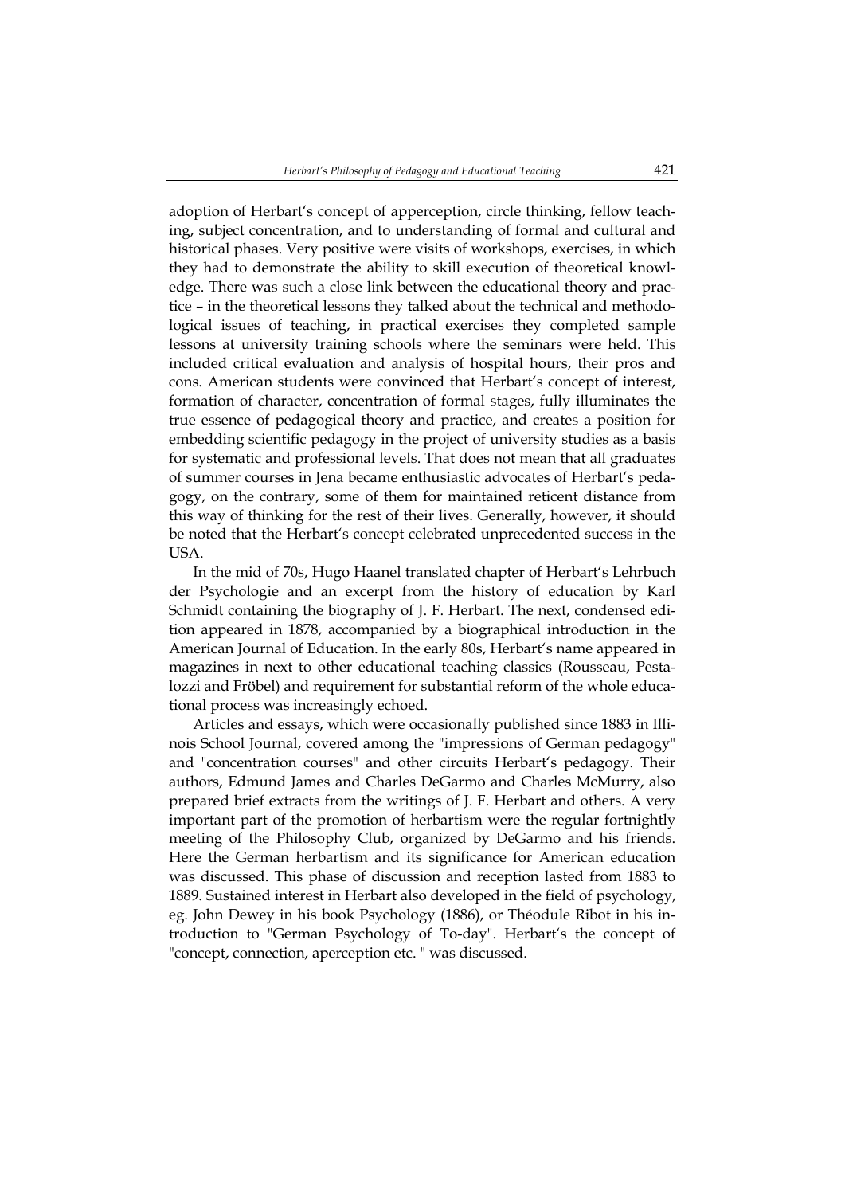adoption of Herbart's concept of apperception, circle thinking, fellow teaching, subject concentration, and to understanding of formal and cultural and historical phases. Very positive were visits of workshops, exercises, in which they had to demonstrate the ability to skill execution of theoretical knowledge. There was such a close link between the educational theory and practice – in the theoretical lessons they talked about the technical and methodological issues of teaching, in practical exercises they completed sample lessons at university training schools where the seminars were held. This included critical evaluation and analysis of hospital hours, their pros and cons. American students were convinced that Herbart's concept of interest, formation of character, concentration of formal stages, fully illuminates the true essence of pedagogical theory and practice, and creates a position for embedding scientific pedagogy in the project of university studies as a basis for systematic and professional levels. That does not mean that all graduates of summer courses in Jena became enthusiastic advocates of Herbart's pedagogy, on the contrary, some of them for maintained reticent distance from this way of thinking for the rest of their lives. Generally, however, it should be noted that the Herbart's concept celebrated unprecedented success in the USA.

In the mid of 70s, Hugo Haanel translated chapter of Herbart's Lehrbuch der Psychologie and an excerpt from the history of education by Karl Schmidt containing the biography of J. F. Herbart. The next, condensed edition appeared in 1878, accompanied by a biographical introduction in the American Journal of Education. In the early 80s, Herbart's name appeared in magazines in next to other educational teaching classics (Rousseau, Pestalozzi and Fröbel) and requirement for substantial reform of the whole educational process was increasingly echoed.

Articles and essays, which were occasionally published since 1883 in Illinois School Journal, covered among the "impressions of German pedagogy" and "concentration courses" and other circuits Herbart's pedagogy. Their authors, Edmund James and Charles DeGarmo and Charles McMurry, also prepared brief extracts from the writings of J. F. Herbart and others. A very important part of the promotion of herbartism were the regular fortnightly meeting of the Philosophy Club, organized by DeGarmo and his friends. Here the German herbartism and its significance for American education was discussed. This phase of discussion and reception lasted from 1883 to 1889. Sustained interest in Herbart also developed in the field of psychology, eg. John Dewey in his book Psychology (1886), or Théodule Ribot in his introduction to "German Psychology of To-day". Herbart's the concept of "concept, connection, aperception etc. " was discussed.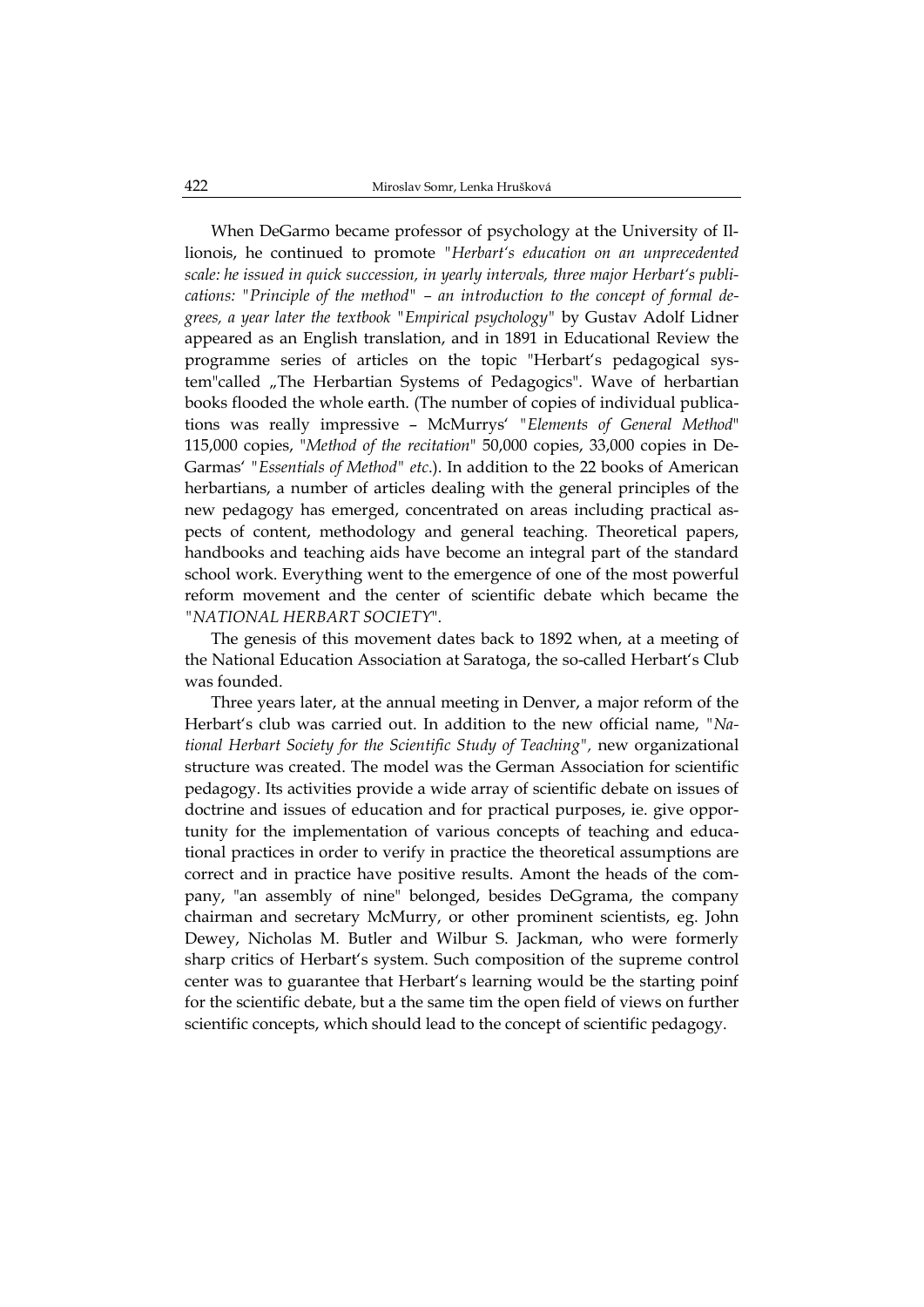When DeGarmo became professor of psychology at the University of Illionois, he continued to promote *"Herbart's education on an unprecedented scale: he issued in quick succession, in yearly intervals, three major Herbart's publications: "Principle of the method" – an introduction to the concept of formal degrees, a year later the textbook "Empirical psychology"* by Gustav Adolf Lidner appeared as an English translation, and in 1891 in Educational Review the programme series of articles on the topic "Herbart's pedagogical system"called „The Herbartian Systems of Pedagogics". Wave of herbartian books flooded the whole earth. (The number of copies of individual publications was really impressive – McMurrys' "*Elements of General Method*" 115,000 copies, "*Method of the recitation*" 50,000 copies, 33,000 copies in DeGarmas' "*Essentials of Method" etc*.). In addition to the 22 books of American herbartians, a number of articles dealing with the general principles of the new pedagogy has emerged, concentrated on areas including practical aspects of content, methodology and general teaching. Theoretical papers, handbooks and teaching aids have become an integral part of the standard school work. Everything went to the emergence of one of the most powerful reform movement and the center of scientific debate which became the "*NATIONAL HERBART SOCIETY*".

The genesis of this movement dates back to 1892 when, at a meeting of the National Education Association at Saratoga, the so-called Herbart's Club was founded.

Three years later, at the annual meeting in Denver, a major reform of the Herbart's club was carried out. In addition to the new official name, "*National Herbart Society for the Scientific Study of Teaching",* new organizational structure was created. The model was the German Association for scientific pedagogy. Its activities provide a wide array of scientific debate on issues of doctrine and issues of education and for practical purposes, ie. give opportunity for the implementation of various concepts of teaching and educational practices in order to verify in practice the theoretical assumptions are correct and in practice have positive results. Amont the heads of the company, "an assembly of nine" belonged, besides DeGgrama, the company chairman and secretary McMurry, or other prominent scientists, eg. John Dewey, Nicholas M. Butler and Wilbur S. Jackman, who were formerly sharp critics of Herbart's system. Such composition of the supreme control center was to guarantee that Herbart's learning would be the starting poinf for the scientific debate, but a the same tim the open field of views on further scientific concepts, which should lead to the concept of scientific pedagogy.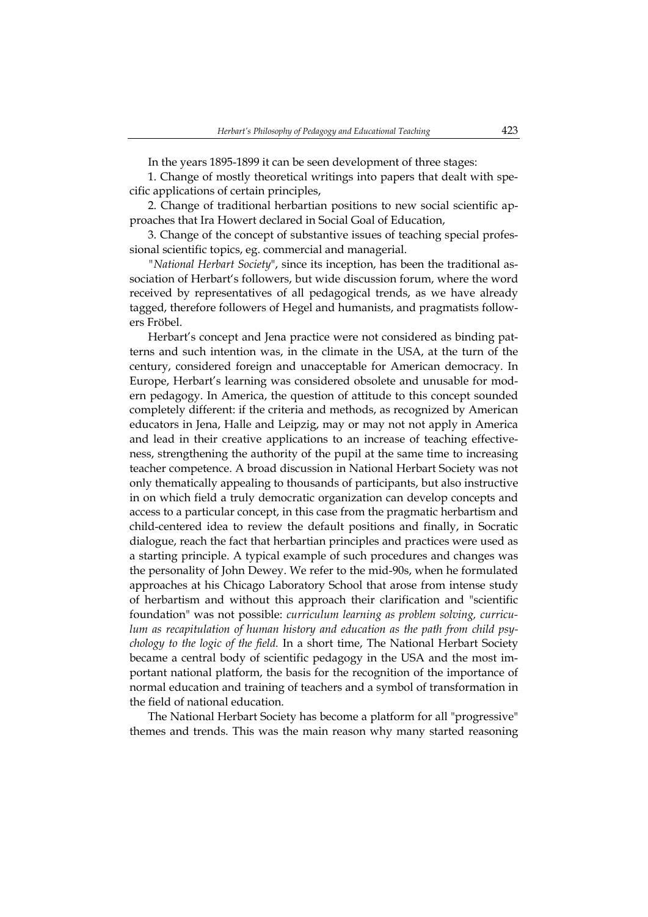In the years 1895-1899 it can be seen development of three stages:

1. Change of mostly theoretical writings into papers that dealt with specific applications of certain principles,

2. Change of traditional herbartian positions to new social scientific approaches that Ira Howert declared in Social Goal of Education,

3. Change of the concept of substantive issues of teaching special professional scientific topics, eg. commercial and managerial.

"*National Herbart Society*", since its inception, has been the traditional association of Herbart's followers, but wide discussion forum, where the word received by representatives of all pedagogical trends, as we have already tagged, therefore followers of Hegel and humanists, and pragmatists followers Fröbel.

Herbart's concept and Jena practice were not considered as binding patterns and such intention was, in the climate in the USA, at the turn of the century, considered foreign and unacceptable for American democracy. In Europe, Herbart's learning was considered obsolete and unusable for modern pedagogy. In America, the question of attitude to this concept sounded completely different: if the criteria and methods, as recognized by American educators in Jena, Halle and Leipzig, may or may not not apply in America and lead in their creative applications to an increase of teaching effectiveness, strengthening the authority of the pupil at the same time to increasing teacher competence. A broad discussion in National Herbart Society was not only thematically appealing to thousands of participants, but also instructive in on which field a truly democratic organization can develop concepts and access to a particular concept, in this case from the pragmatic herbartism and child-centered idea to review the default positions and finally, in Socratic dialogue, reach the fact that herbartian principles and practices were used as a starting principle. A typical example of such procedures and changes was the personality of John Dewey. We refer to the mid-90s, when he formulated approaches at his Chicago Laboratory School that arose from intense study of herbartism and without this approach their clarification and "scientific foundation" was not possible: *curriculum learning as problem solving, curriculum as recapitulation of human history and education as the path from child psychology to the logic of the field.* In a short time, The National Herbart Society became a central body of scientific pedagogy in the USA and the most important national platform, the basis for the recognition of the importance of normal education and training of teachers and a symbol of transformation in the field of national education.

The National Herbart Society has become a platform for all "progressive" themes and trends. This was the main reason why many started reasoning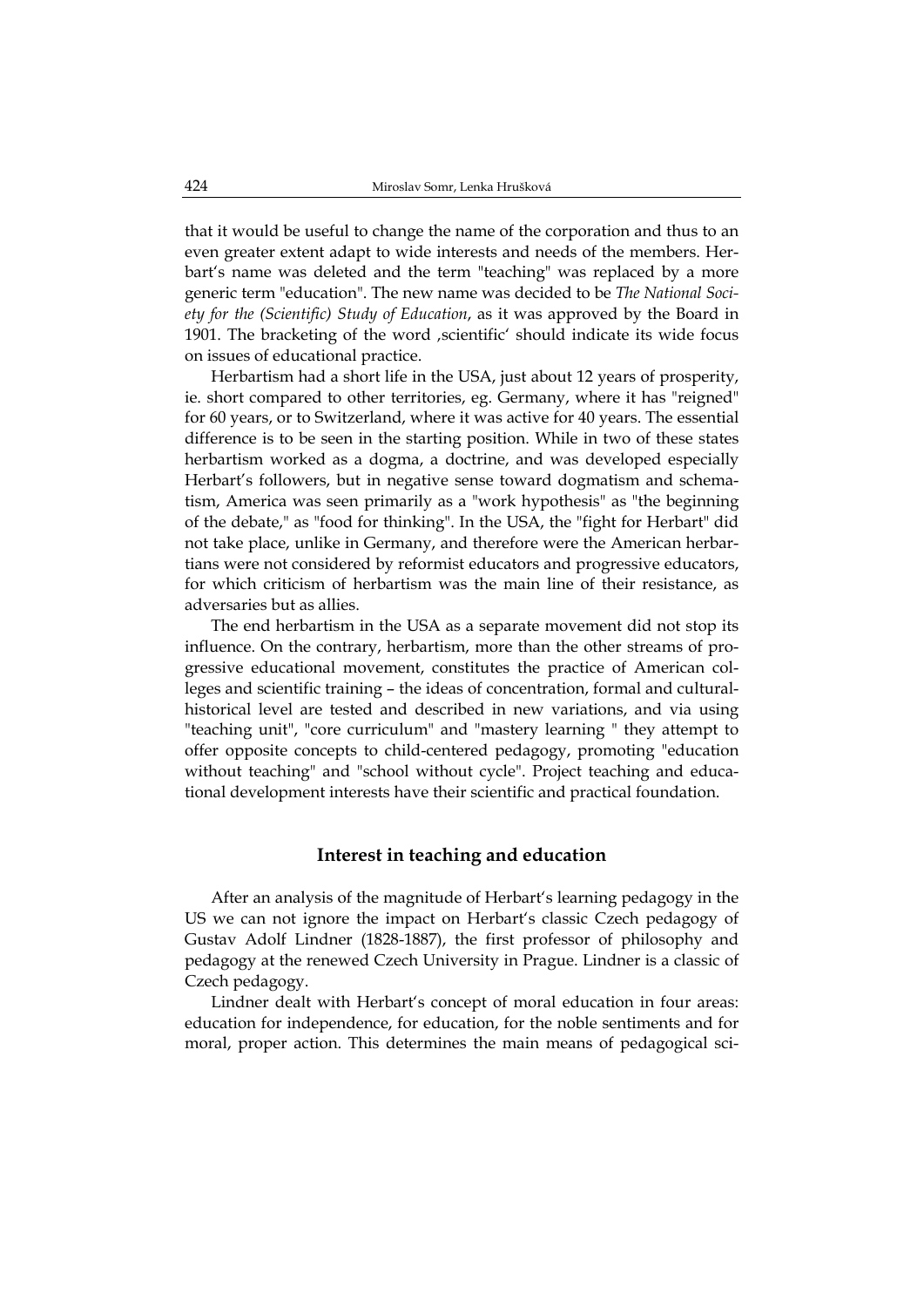that it would be useful to change the name of the corporation and thus to an even greater extent adapt to wide interests and needs of the members. Herbart's name was deleted and the term "teaching" was replaced by a more generic term "education". The new name was decided to be *The National Society for the (Scientific) Study of Education*, as it was approved by the Board in 1901. The bracketing of the word ‚scientific' should indicate its wide focus on issues of educational practice.

Herbartism had a short life in the USA, just about 12 years of prosperity, ie. short compared to other territories, eg. Germany, where it has "reigned" for 60 years, or to Switzerland, where it was active for 40 years. The essential difference is to be seen in the starting position. While in two of these states herbartism worked as a dogma, a doctrine, and was developed especially Herbart's followers, but in negative sense toward dogmatism and schematism, America was seen primarily as a "work hypothesis" as "the beginning of the debate," as "food for thinking". In the USA, the "fight for Herbart" did not take place, unlike in Germany, and therefore were the American herbartians were not considered by reformist educators and progressive educators, for which criticism of herbartism was the main line of their resistance, as adversaries but as allies.

The end herbartism in the USA as a separate movement did not stop its influence. On the contrary, herbartism, more than the other streams of progressive educational movement, constitutes the practice of American colleges and scientific training – the ideas of concentration, formal and cultural-historical level are tested and described in new variations, and via using "teaching unit", "core curriculum" and "mastery learning " they attempt to offer opposite concepts to child-centered pedagogy, promoting "education without teaching" and "school without cycle". Project teaching and educational development interests have their scientific and practical foundation.

## Interest in teaching and education

After an analysis of the magnitude of Herbart's learning pedagogy in the US we can not ignore the impact on Herbart's classic Czech pedagogy of Gustav Adolf Lindner (1828-1887), the first professor of philosophy and pedagogy at the renewed Czech University in Prague. Lindner is a classic of Czech pedagogy.

Lindner dealt with Herbart's concept of moral education in four areas: education for independence, for education, for the noble sentiments and for moral, proper action. This determines the main means of pedagogical sci-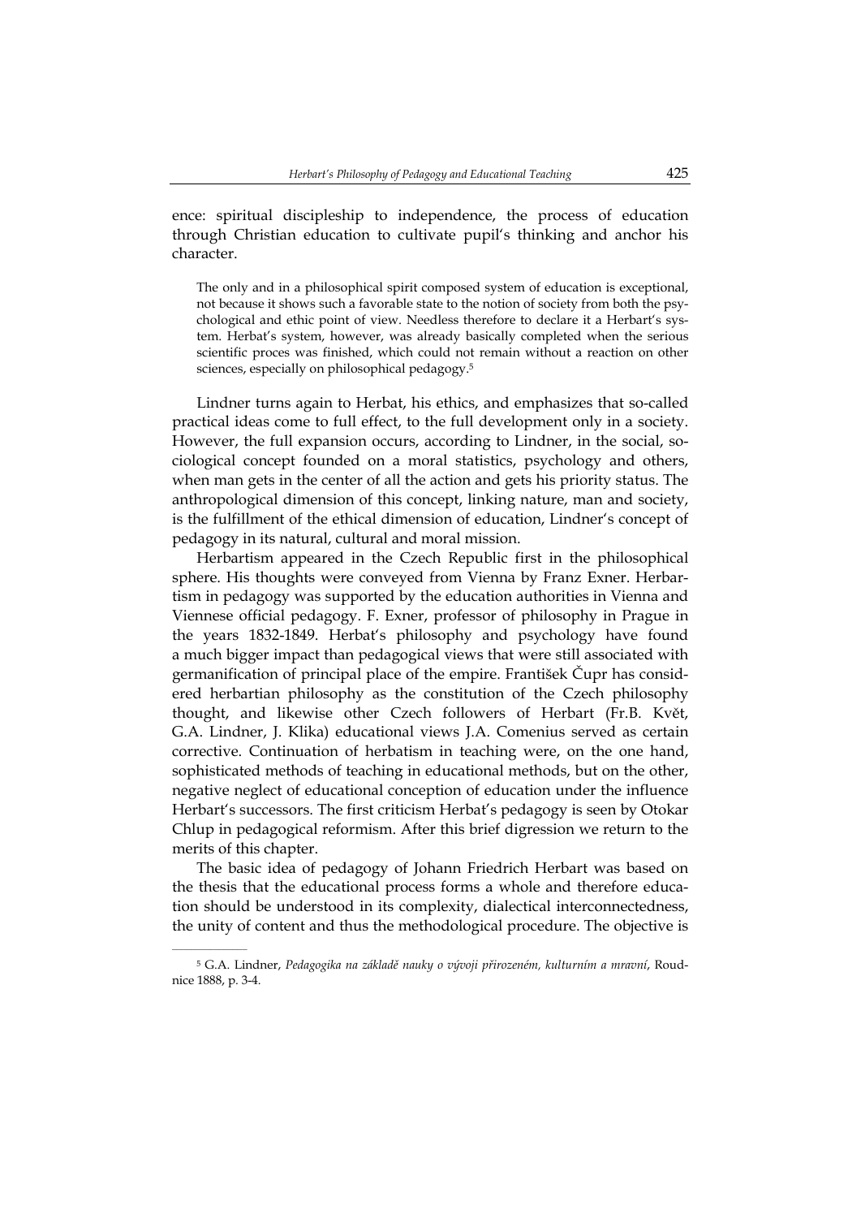ence: spiritual discipleship to independence, the process of education through Christian education to cultivate pupil's thinking and anchor his character.

> The only and in a philosophical spirit composed system of education is exceptional, not because it shows such a favorable state to the notion of society from both the psychological and ethic point of view. Needless therefore to declare it a Herbart's system. Herbat's system, however, was already basically completed when the serious scientific proces was finished, which could not remain without a reaction on other sciences, especially on philosophical pedagogy.[5]

Lindner turns again to Herbat, his ethics, and emphasizes that so-called practical ideas come to full effect, to the full development only in a society. However, the full expansion occurs, according to Lindner, in the social, sociological concept founded on a moral statistics, psychology and others, when man gets in the center of all the action and gets his priority status. The anthropological dimension of this concept, linking nature, man and society, is the fulfillment of the ethical dimension of education, Lindner's concept of pedagogy in its natural, cultural and moral mission.

Herbartism appeared in the Czech Republic first in the philosophical sphere. His thoughts were conveyed from Vienna by Franz Exner. Herbartism in pedagogy was supported by the education authorities in Vienna and Viennese official pedagogy. F. Exner, professor of philosophy in Prague in the years 1832-1849. Herbat's philosophy and psychology have found a much bigger impact than pedagogical views that were still associated with germanification of principal place of the empire. František Čupr has considered herbartian philosophy as the constitution of the Czech philosophy thought, and likewise other Czech followers of Herbart (Fr.B. Květ, G.A. Lindner, J. Klika) educational views J.A. Comenius served as certain corrective. Continuation of herbatism in teaching were, on the one hand, sophisticated methods of teaching in educational methods, but on the other, negative neglect of educational conception of education under the influence Herbart's successors. The first criticism Herbat's pedagogy is seen by Otokar Chlup in pedagogical reformism. After this brief digression we return to the merits of this chapter.

The basic idea of pedagogy of Johann Friedrich Herbart was based on the thesis that the educational process forms a whole and therefore education should be understood in its complexity, dialectical interconnectedness, the unity of content and thus the methodological procedure. The objective is

---

[5] G.A. Lindner, *Pedagogika na základě nauky o vývoji přirozeném, kulturním a mravní*, Roudnice 1888, p. 3-4.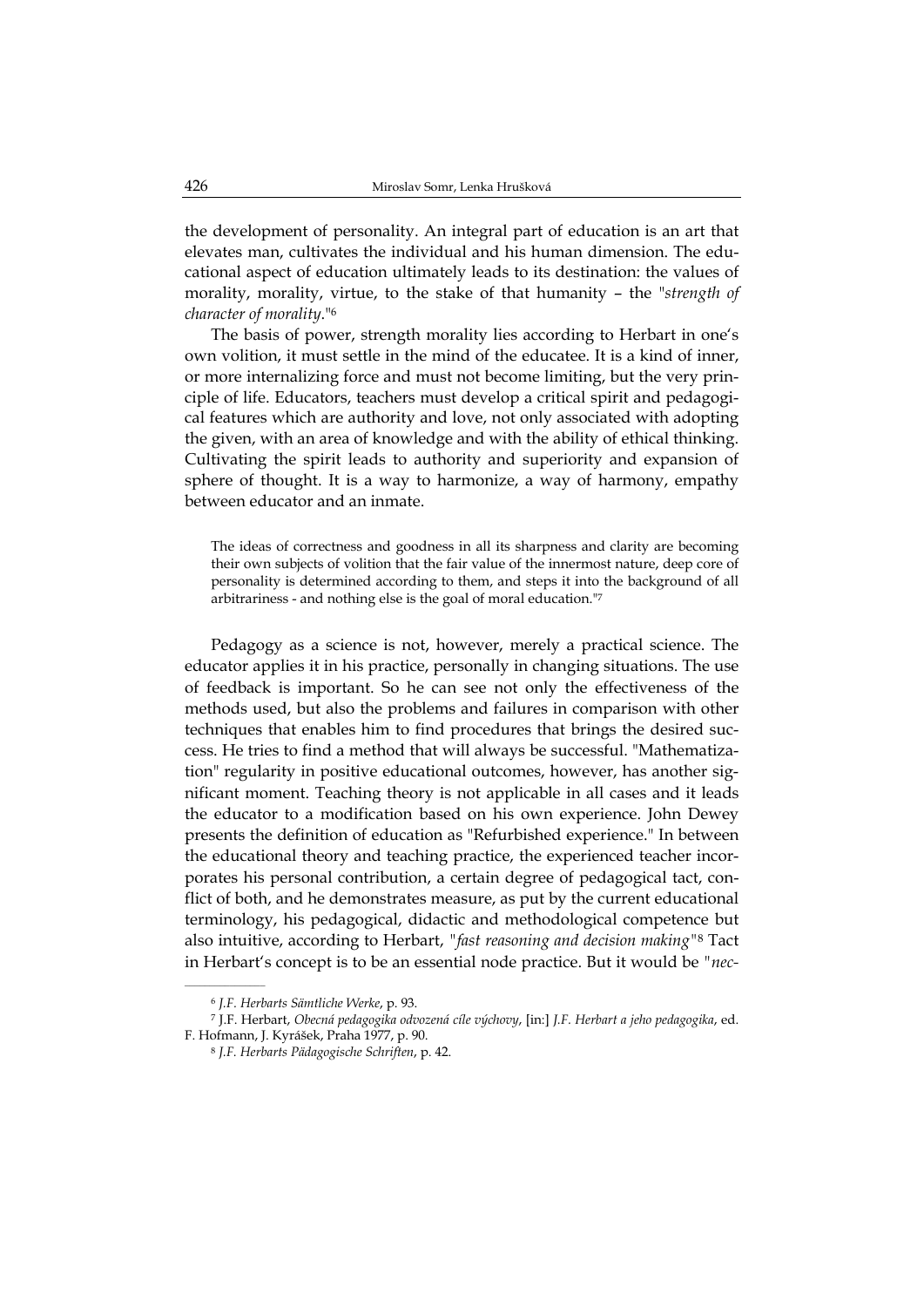the development of personality. An integral part of education is an art that elevates man, cultivates the individual and his human dimension. The educational aspect of education ultimately leads to its destination: the values of morality, morality, virtue, to the stake of that humanity – the "*strength of character of morality*."[6]

The basis of power, strength morality lies according to Herbart in one's own volition, it must settle in the mind of the educatee. It is a kind of inner, or more internalizing force and must not become limiting, but the very principle of life. Educators, teachers must develop a critical spirit and pedagogical features which are authority and love, not only associated with adopting the given, with an area of knowledge and with the ability of ethical thinking. Cultivating the spirit leads to authority and superiority and expansion of sphere of thought. It is a way to harmonize, a way of harmony, empathy between educator and an inmate.

> The ideas of correctness and goodness in all its sharpness and clarity are becoming their own subjects of volition that the fair value of the innermost nature, deep core of personality is determined according to them, and steps it into the background of all arbitrariness - and nothing else is the goal of moral education."[7]

Pedagogy as a science is not, however, merely a practical science. The educator applies it in his practice, personally in changing situations. The use of feedback is important. So he can see not only the effectiveness of the methods used, but also the problems and failures in comparison with other techniques that enables him to find procedures that brings the desired success. He tries to find a method that will always be successful. "Mathematization" regularity in positive educational outcomes, however, has another significant moment. Teaching theory is not applicable in all cases and it leads the educator to a modification based on his own experience. John Dewey presents the definition of education as "Refurbished experience." In between the educational theory and teaching practice, the experienced teacher incorporates his personal contribution, a certain degree of pedagogical tact, conflict of both, and he demonstrates measure, as put by the current educational terminology, his pedagogical, didactic and methodological competence but also intuitive, according to Herbart, "*fast reasoning and decision making*"[8] Tact in Herbart's concept is to be an essential node practice. But it would be "*nec-*

---

[6] *J.F. Herbarts Sämtliche Werke*, p. 93.

[7] J.F. Herbart, *Obecná pedagogika odvozená cíle výchovy*, [in:] *J.F. Herbart a jeho pedagogika*, ed. F. Hofmann, J. Kyrášek, Praha 1977, p. 90.

[8] *J.F. Herbarts Pädagogische Schriften*, p. 42.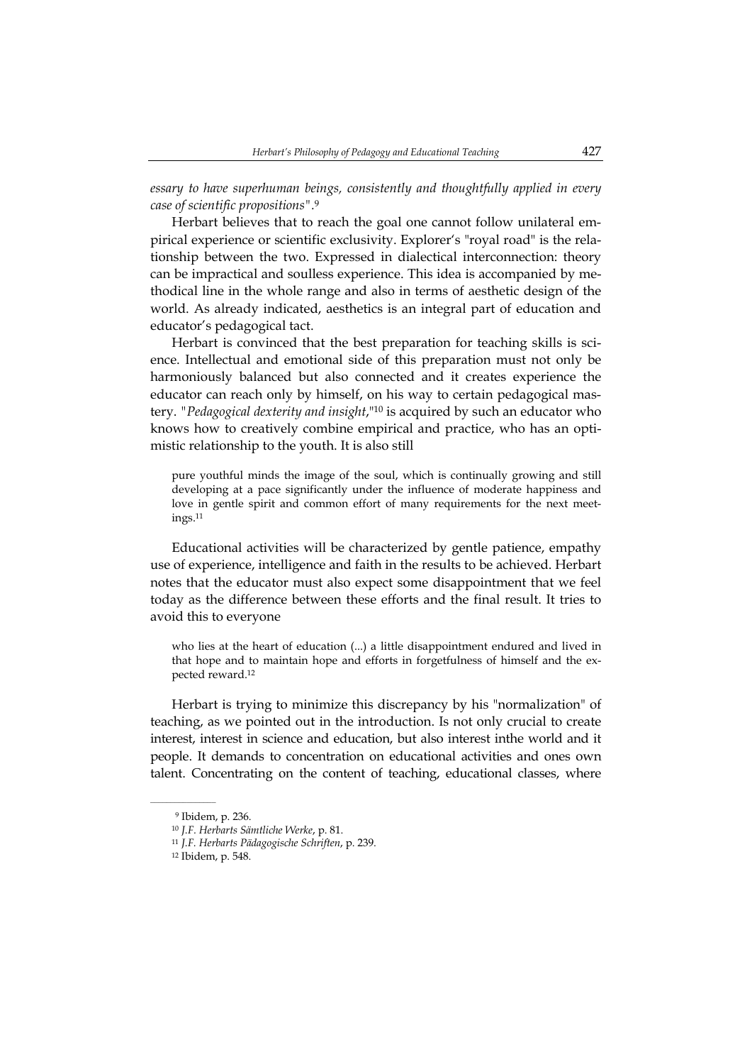*essary to have superhuman beings, consistently and thoughtfully applied in every case of scientific propositions"*.[9]

Herbart believes that to reach the goal one cannot follow unilateral empirical experience or scientific exclusivity. Explorer's "royal road" is the relationship between the two. Expressed in dialectical interconnection: theory can be impractical and soulless experience. This idea is accompanied by methodical line in the whole range and also in terms of aesthetic design of the world. As already indicated, aesthetics is an integral part of education and educator's pedagogical tact.

Herbart is convinced that the best preparation for teaching skills is science. Intellectual and emotional side of this preparation must not only be harmoniously balanced but also connected and it creates experience the educator can reach only by himself, on his way to certain pedagogical mastery. "*Pedagogical dexterity and insight*,"[10] is acquired by such an educator who knows how to creatively combine empirical and practice, who has an optimistic relationship to the youth. It is also still

> pure youthful minds the image of the soul, which is continually growing and still developing at a pace significantly under the influence of moderate happiness and love in gentle spirit and common effort of many requirements for the next meetings.[11]

Educational activities will be characterized by gentle patience, empathy use of experience, intelligence and faith in the results to be achieved. Herbart notes that the educator must also expect some disappointment that we feel today as the difference between these efforts and the final result. It tries to avoid this to everyone

> who lies at the heart of education (...) a little disappointment endured and lived in that hope and to maintain hope and efforts in forgetfulness of himself and the expected reward.[12]

Herbart is trying to minimize this discrepancy by his "normalization" of teaching, as we pointed out in the introduction. Is not only crucial to create interest, interest in science and education, but also interest inthe world and it people. It demands to concentration on educational activities and ones own talent. Concentrating on the content of teaching, educational classes, where

---

[9] Ibidem, p. 236.

[10] *J.F. Herbarts Sämtliche Werke*, p. 81.

[11] *J.F. Herbarts Pädagogische Schriften*, p. 239.

[12] Ibidem, p. 548.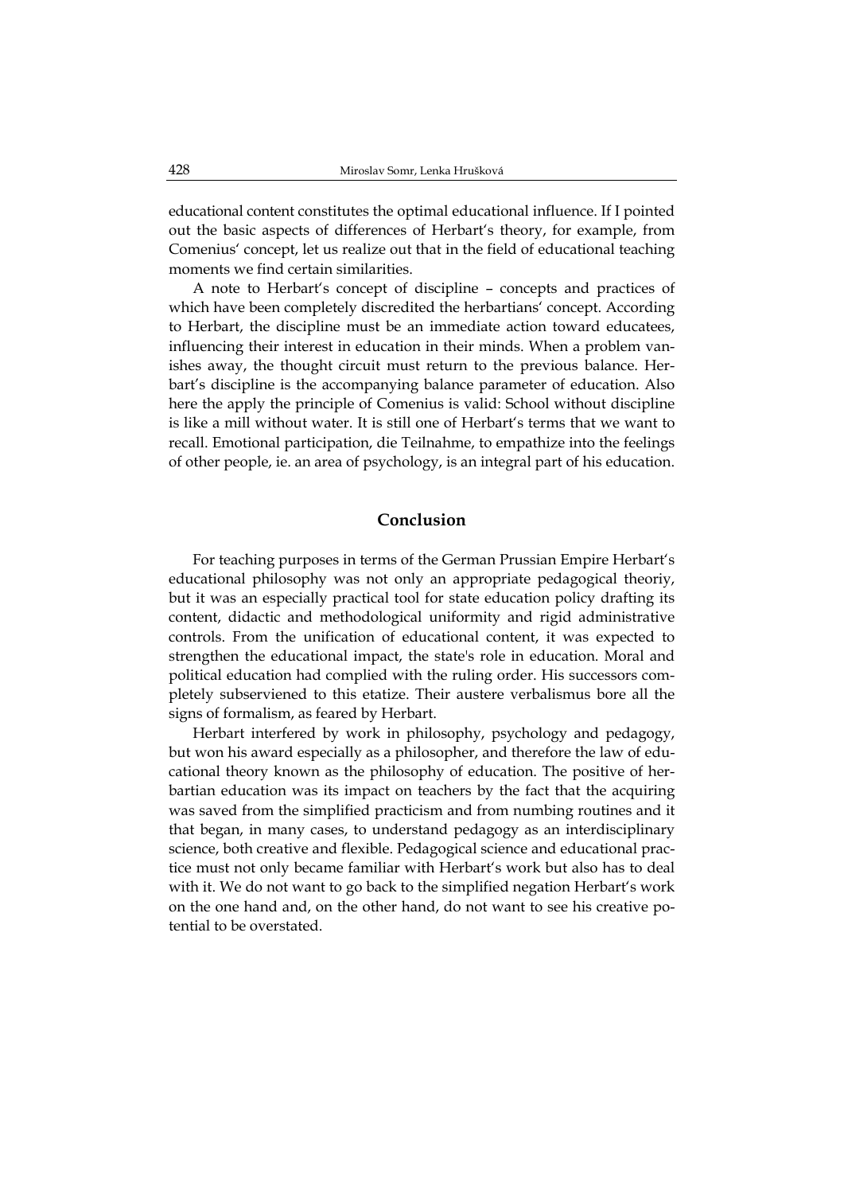educational content constitutes the optimal educational influence. If I pointed out the basic aspects of differences of Herbart's theory, for example, from Comenius' concept, let us realize out that in the field of educational teaching moments we find certain similarities.

A note to Herbart's concept of discipline – concepts and practices of which have been completely discredited the herbartians' concept. According to Herbart, the discipline must be an immediate action toward educatees, influencing their interest in education in their minds. When a problem vanishes away, the thought circuit must return to the previous balance. Herbart's discipline is the accompanying balance parameter of education. Also here the apply the principle of Comenius is valid: School without discipline is like a mill without water. It is still one of Herbart's terms that we want to recall. Emotional participation, die Teilnahme, to empathize into the feelings of other people, ie. an area of psychology, is an integral part of his education.

## Conclusion

For teaching purposes in terms of the German Prussian Empire Herbart's educational philosophy was not only an appropriate pedagogical theoriy, but it was an especially practical tool for state education policy drafting its content, didactic and methodological uniformity and rigid administrative controls. From the unification of educational content, it was expected to strengthen the educational impact, the state's role in education. Moral and political education had complied with the ruling order. His successors completely subserviened to this etatize. Their austere verbalismus bore all the signs of formalism, as feared by Herbart.

Herbart interfered by work in philosophy, psychology and pedagogy, but won his award especially as a philosopher, and therefore the law of educational theory known as the philosophy of education. The positive of herbartian education was its impact on teachers by the fact that the acquiring was saved from the simplified practicism and from numbing routines and it that began, in many cases, to understand pedagogy as an interdisciplinary science, both creative and flexible. Pedagogical science and educational practice must not only became familiar with Herbart's work but also has to deal with it. We do not want to go back to the simplified negation Herbart's work on the one hand and, on the other hand, do not want to see his creative potential to be overstated.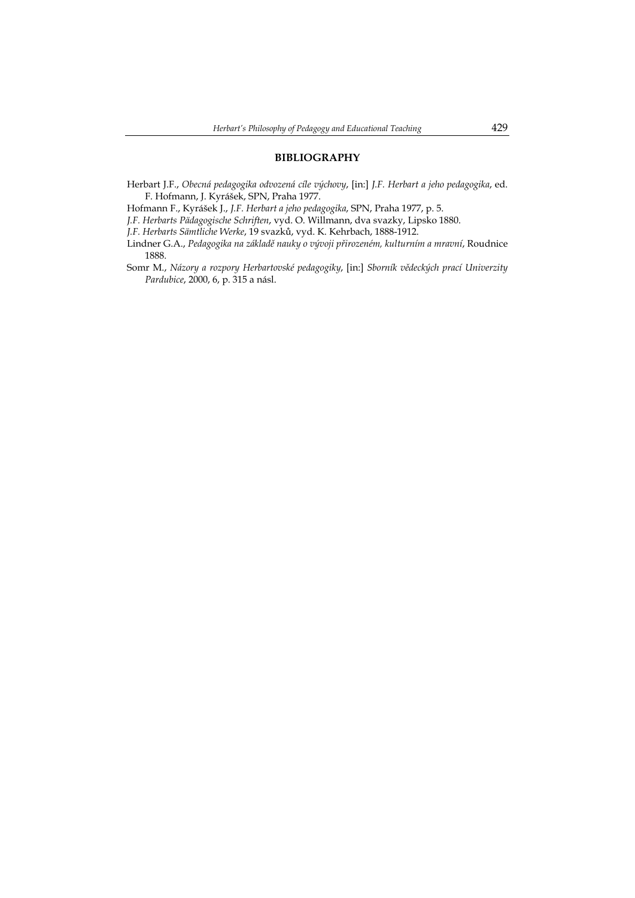## BIBLIOGRAPHY

Herbart J.F., *Obecná pedagogika odvozená cíle výchovy*, [in:] *J.F. Herbart a jeho pedagogika*, ed. F. Hofmann, J. Kyrášek, SPN, Praha 1977.

Hofmann F., Kyrášek J., *J.F. Herbart a jeho pedagogika*, SPN, Praha 1977, p. 5.

*J.F. Herbarts Pädagogische Schriften*, vyd. O. Willmann, dva svazky, Lipsko 1880.

*J.F. Herbarts Sämtliche Werke*, 19 svazků, vyd. K. Kehrbach, 1888-1912.

Lindner G.A., *Pedagogika na základě nauky o vývoji přirozeném, kulturním a mravní*, Roudnice 1888.

Somr M., *Názory a rozpory Herbartovské pedagogiky*, [in:] *Sborník vědeckých prací Univerzity Pardubice*, 2000, 6, p. 315 a násl.